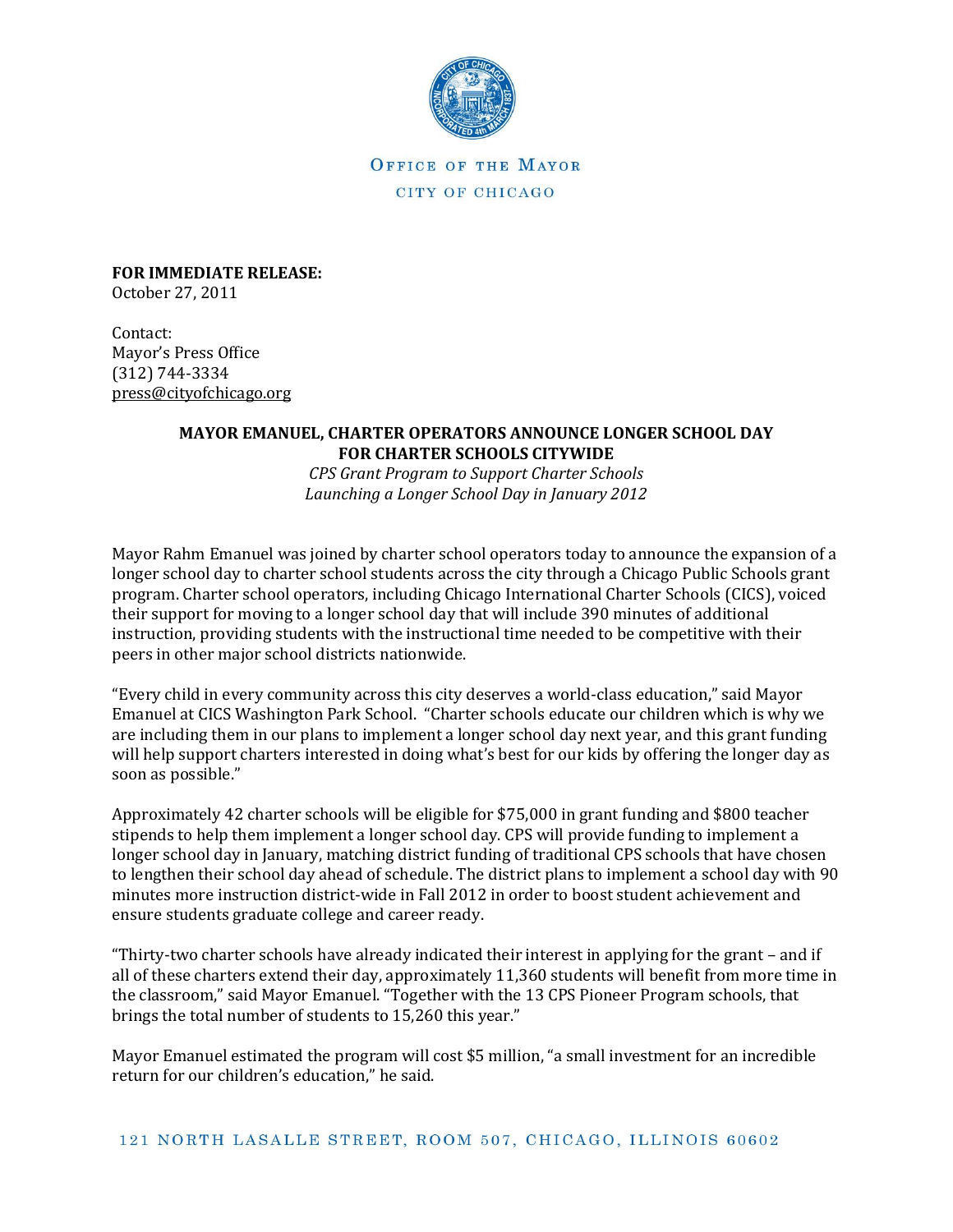OFFICE OF THE MAYOR

CITY OF CHICAGO

**FOR IMMEDIATE RELEASE:**
October 27, 2011

Contact:
Mayor's Press Office
(312) 744-3334
press@cityofchicago.org

**MAYOR EMANUEL, CHARTER OPERATORS ANNOUNCE LONGER SCHOOL DAY FOR CHARTER SCHOOLS CITYWIDE**

*CPS Grant Program to Support Charter Schools Launching a Longer School Day in January 2012*

Mayor Rahm Emanuel was joined by charter school operators today to announce the expansion of a longer school day to charter school students across the city through a Chicago Public Schools grant program. Charter school operators, including Chicago International Charter Schools (CICS), voiced their support for moving to a longer school day that will include 390 minutes of additional instruction, providing students with the instructional time needed to be competitive with their peers in other major school districts nationwide.

"Every child in every community across this city deserves a world-class education," said Mayor Emanuel at CICS Washington Park School. "Charter schools educate our children which is why we are including them in our plans to implement a longer school day next year, and this grant funding will help support charters interested in doing what's best for our kids by offering the longer day as soon as possible."

Approximately 42 charter schools will be eligible for $75,000 in grant funding and $800 teacher stipends to help them implement a longer school day. CPS will provide funding to implement a longer school day in January, matching district funding of traditional CPS schools that have chosen to lengthen their school day ahead of schedule. The district plans to implement a school day with 90 minutes more instruction district-wide in Fall 2012 in order to boost student achievement and ensure students graduate college and career ready.

"Thirty-two charter schools have already indicated their interest in applying for the grant – and if all of these charters extend their day, approximately 11,360 students will benefit from more time in the classroom," said Mayor Emanuel. "Together with the 13 CPS Pioneer Program schools, that brings the total number of students to 15,260 this year."

Mayor Emanuel estimated the program will cost $5 million, "a small investment for an incredible return for our children's education," he said.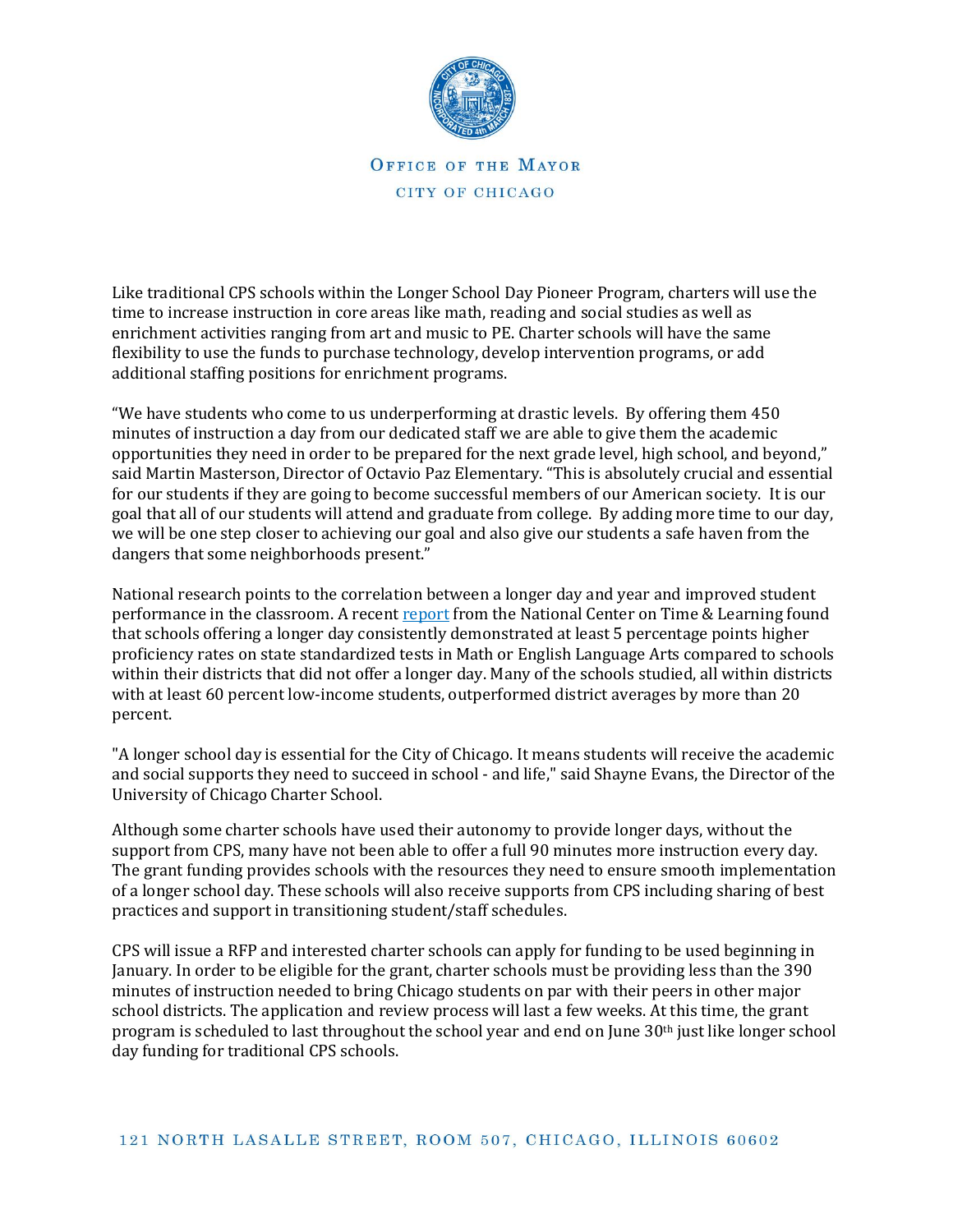Like traditional CPS schools within the Longer School Day Pioneer Program, charters will use the time to increase instruction in core areas like math, reading and social studies as well as enrichment activities ranging from art and music to PE. Charter schools will have the same flexibility to use the funds to purchase technology, develop intervention programs, or add additional staffing positions for enrichment programs.

"We have students who come to us underperforming at drastic levels. By offering them 450 minutes of instruction a day from our dedicated staff we are able to give them the academic opportunities they need in order to be prepared for the next grade level, high school, and beyond," said Martin Masterson, Director of Octavio Paz Elementary. "This is absolutely crucial and essential for our students if they are going to become successful members of our American society. It is our goal that all of our students will attend and graduate from college. By adding more time to our day, we will be one step closer to achieving our goal and also give our students a safe haven from the dangers that some neighborhoods present."

National research points to the correlation between a longer day and year and improved student performance in the classroom. A recent report from the National Center on Time & Learning found that schools offering a longer day consistently demonstrated at least 5 percentage points higher proficiency rates on state standardized tests in Math or English Language Arts compared to schools within their districts that did not offer a longer day. Many of the schools studied, all within districts with at least 60 percent low-income students, outperformed district averages by more than 20 percent.

"A longer school day is essential for the City of Chicago. It means students will receive the academic and social supports they need to succeed in school - and life," said Shayne Evans, the Director of the University of Chicago Charter School.

Although some charter schools have used their autonomy to provide longer days, without the support from CPS, many have not been able to offer a full 90 minutes more instruction every day. The grant funding provides schools with the resources they need to ensure smooth implementation of a longer school day. These schools will also receive supports from CPS including sharing of best practices and support in transitioning student/staff schedules.

CPS will issue a RFP and interested charter schools can apply for funding to be used beginning in January. In order to be eligible for the grant, charter schools must be providing less than the 390 minutes of instruction needed to bring Chicago students on par with their peers in other major school districts. The application and review process will last a few weeks. At this time, the grant program is scheduled to last throughout the school year and end on June 30th just like longer school day funding for traditional CPS schools.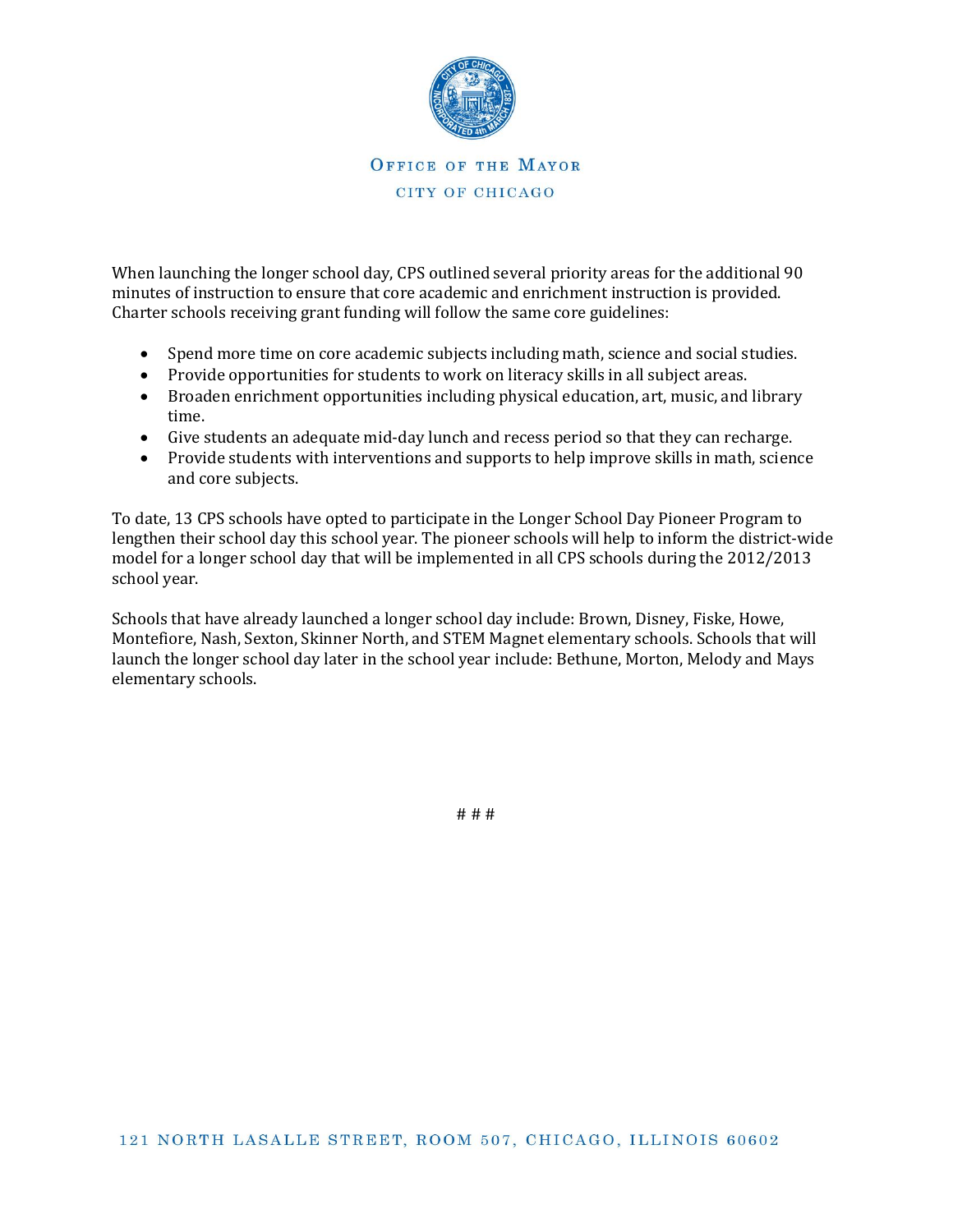When launching the longer school day, CPS outlined several priority areas for the additional 90 minutes of instruction to ensure that core academic and enrichment instruction is provided. Charter schools receiving grant funding will follow the same core guidelines:

- Spend more time on core academic subjects including math, science and social studies.
- Provide opportunities for students to work on literacy skills in all subject areas.
- Broaden enrichment opportunities including physical education, art, music, and library time.
- Give students an adequate mid-day lunch and recess period so that they can recharge.
- Provide students with interventions and supports to help improve skills in math, science and core subjects.

To date, 13 CPS schools have opted to participate in the Longer School Day Pioneer Program to lengthen their school day this school year. The pioneer schools will help to inform the district-wide model for a longer school day that will be implemented in all CPS schools during the 2012/2013 school year.

Schools that have already launched a longer school day include: Brown, Disney, Fiske, Howe, Montefiore, Nash, Sexton, Skinner North, and STEM Magnet elementary schools. Schools that will launch the longer school day later in the school year include: Bethune, Morton, Melody and Mays elementary schools.

# # #